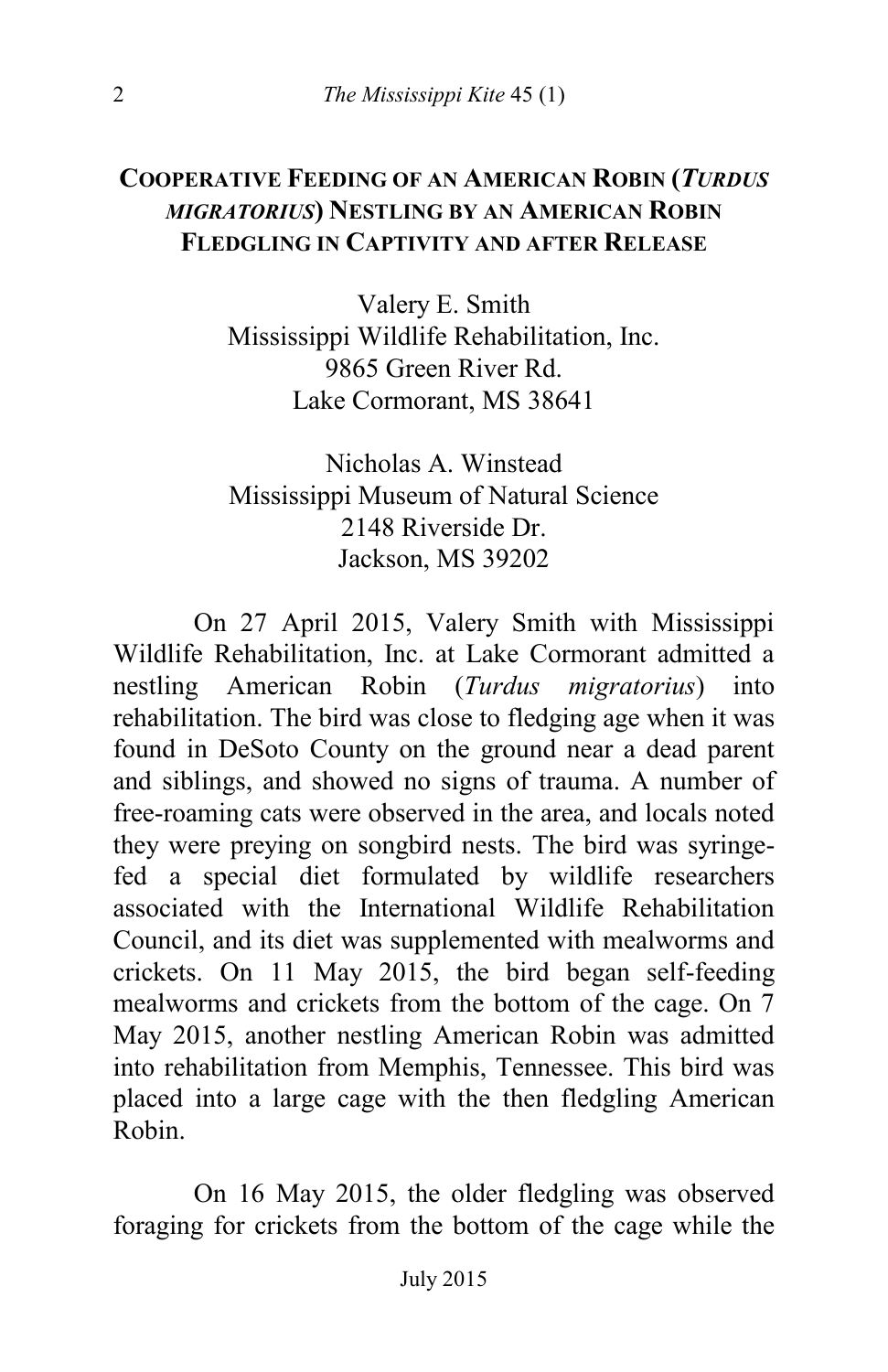# COOPERATIVE FEEDING OF AN AMERICAN ROBIN (*TURDUS MIGRATORIUS*) NESTLING BY AN AMERICAN ROBIN FLEDGLING IN CAPTIVITY AND AFTER RELEASE

Valery E. Smith
Mississippi Wildlife Rehabilitation, Inc.
9865 Green River Rd.
Lake Cormorant, MS 38641

Nicholas A. Winstead
Mississippi Museum of Natural Science
2148 Riverside Dr.
Jackson, MS 39202

On 27 April 2015, Valery Smith with Mississippi Wildlife Rehabilitation, Inc. at Lake Cormorant admitted a nestling American Robin (*Turdus migratorius*) into rehabilitation. The bird was close to fledging age when it was found in DeSoto County on the ground near a dead parent and siblings, and showed no signs of trauma. A number of free-roaming cats were observed in the area, and locals noted they were preying on songbird nests. The bird was syringe-fed a special diet formulated by wildlife researchers associated with the International Wildlife Rehabilitation Council, and its diet was supplemented with mealworms and crickets. On 11 May 2015, the bird began self-feeding mealworms and crickets from the bottom of the cage. On 7 May 2015, another nestling American Robin was admitted into rehabilitation from Memphis, Tennessee. This bird was placed into a large cage with the then fledgling American Robin.

On 16 May 2015, the older fledgling was observed foraging for crickets from the bottom of the cage while the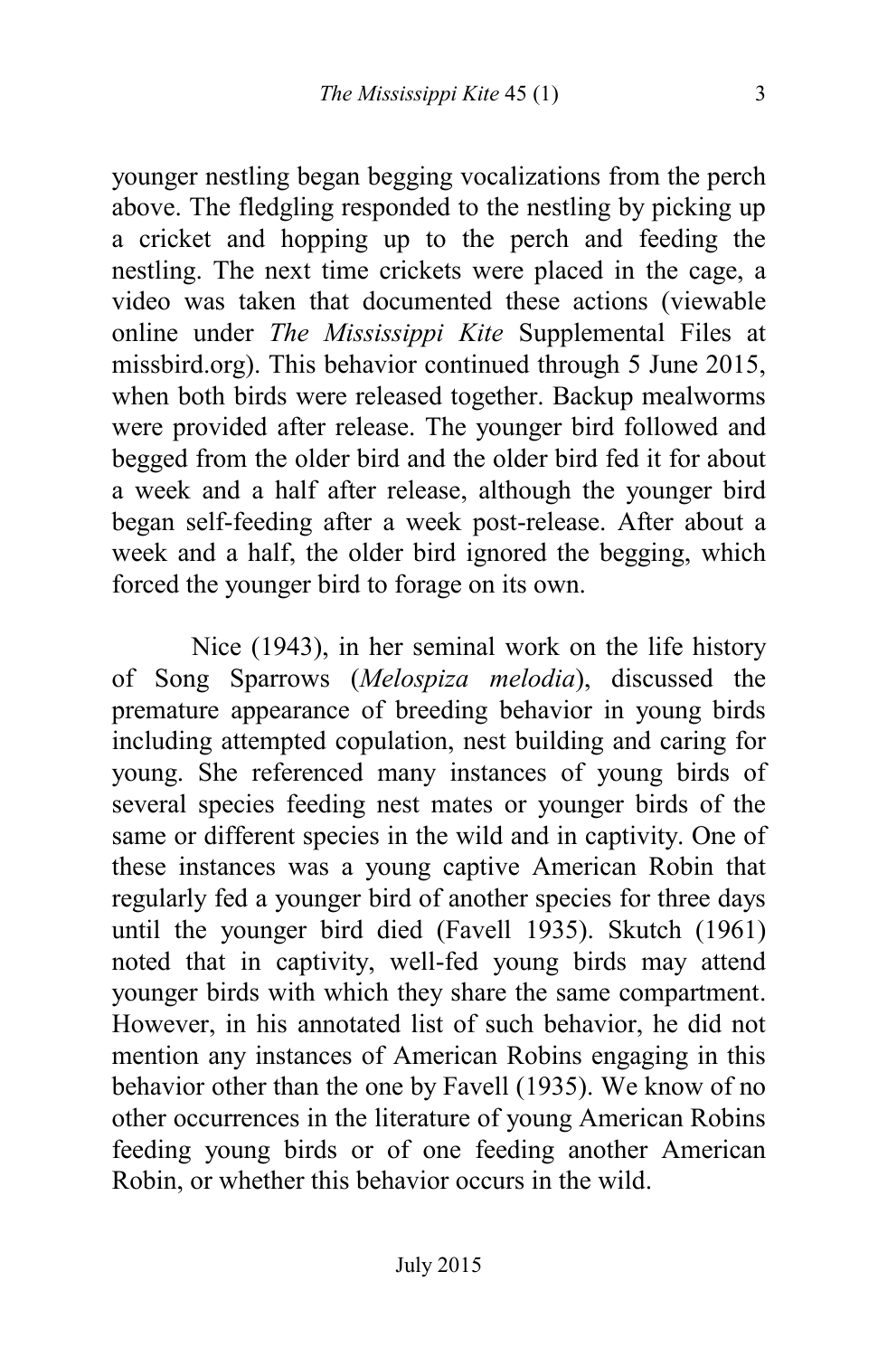younger nestling began begging vocalizations from the perch above. The fledgling responded to the nestling by picking up a cricket and hopping up to the perch and feeding the nestling. The next time crickets were placed in the cage, a video was taken that documented these actions (viewable online under *The Mississippi Kite* Supplemental Files at missbird.org). This behavior continued through 5 June 2015, when both birds were released together. Backup mealworms were provided after release. The younger bird followed and begged from the older bird and the older bird fed it for about a week and a half after release, although the younger bird began self-feeding after a week post-release. After about a week and a half, the older bird ignored the begging, which forced the younger bird to forage on its own.

Nice (1943), in her seminal work on the life history of Song Sparrows (*Melospiza melodia*), discussed the premature appearance of breeding behavior in young birds including attempted copulation, nest building and caring for young. She referenced many instances of young birds of several species feeding nest mates or younger birds of the same or different species in the wild and in captivity. One of these instances was a young captive American Robin that regularly fed a younger bird of another species for three days until the younger bird died (Favell 1935). Skutch (1961) noted that in captivity, well-fed young birds may attend younger birds with which they share the same compartment. However, in his annotated list of such behavior, he did not mention any instances of American Robins engaging in this behavior other than the one by Favell (1935). We know of no other occurrences in the literature of young American Robins feeding young birds or of one feeding another American Robin, or whether this behavior occurs in the wild.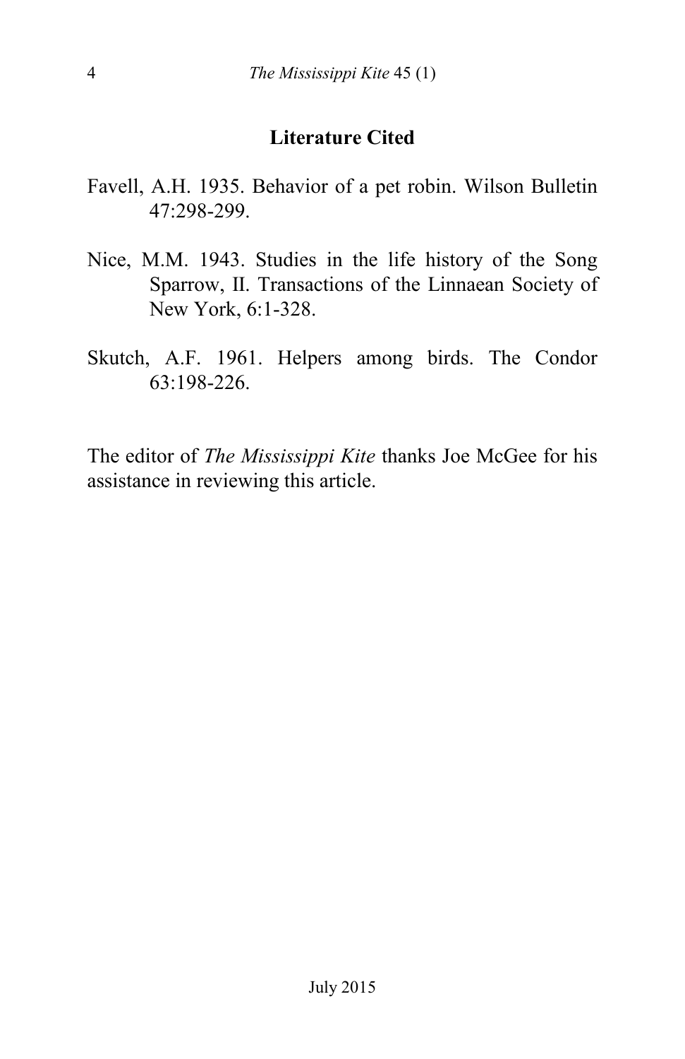## Literature Cited

Favell, A.H. 1935. Behavior of a pet robin. Wilson Bulletin 47:298-299.

Nice, M.M. 1943. Studies in the life history of the Song Sparrow, II. Transactions of the Linnaean Society of New York, 6:1-328.

Skutch, A.F. 1961. Helpers among birds. The Condor 63:198-226.

The editor of *The Mississippi Kite* thanks Joe McGee for his assistance in reviewing this article.